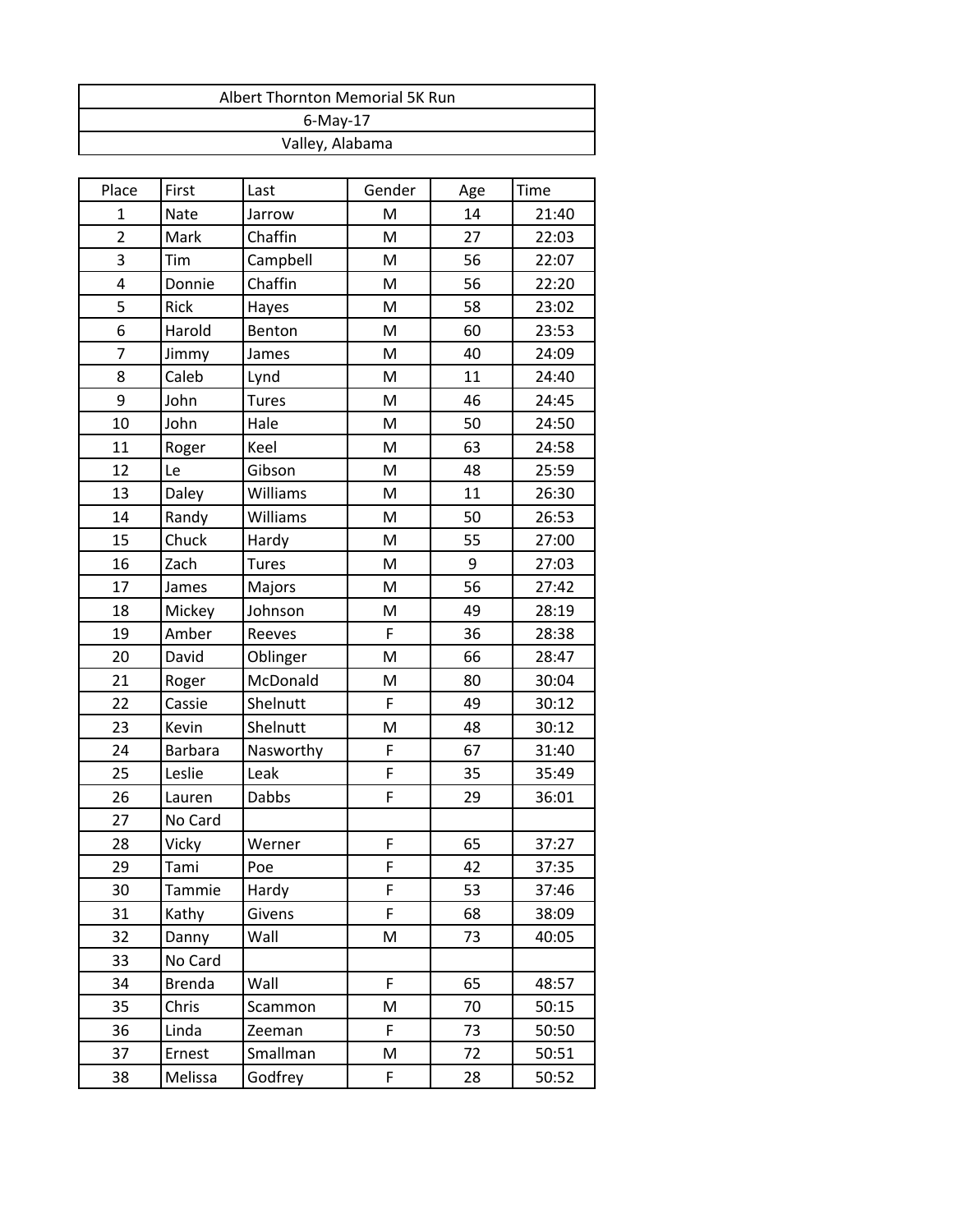| Albert Thornton Memorial 5K Run |
|---|
| 6-May-17 |
| Valley, Alabama |

| Place | First | Last | Gender | Age | Time |
|---|---|---|---|---|---|
| 1 | Nate | Jarrow | M | 14 | 21:40 |
| 2 | Mark | Chaffin | M | 27 | 22:03 |
| 3 | Tim | Campbell | M | 56 | 22:07 |
| 4 | Donnie | Chaffin | M | 56 | 22:20 |
| 5 | Rick | Hayes | M | 58 | 23:02 |
| 6 | Harold | Benton | M | 60 | 23:53 |
| 7 | Jimmy | James | M | 40 | 24:09 |
| 8 | Caleb | Lynd | M | 11 | 24:40 |
| 9 | John | Tures | M | 46 | 24:45 |
| 10 | John | Hale | M | 50 | 24:50 |
| 11 | Roger | Keel | M | 63 | 24:58 |
| 12 | Le | Gibson | M | 48 | 25:59 |
| 13 | Daley | Williams | M | 11 | 26:30 |
| 14 | Randy | Williams | M | 50 | 26:53 |
| 15 | Chuck | Hardy | M | 55 | 27:00 |
| 16 | Zach | Tures | M | 9 | 27:03 |
| 17 | James | Majors | M | 56 | 27:42 |
| 18 | Mickey | Johnson | M | 49 | 28:19 |
| 19 | Amber | Reeves | F | 36 | 28:38 |
| 20 | David | Oblinger | M | 66 | 28:47 |
| 21 | Roger | McDonald | M | 80 | 30:04 |
| 22 | Cassie | Shelnutt | F | 49 | 30:12 |
| 23 | Kevin | Shelnutt | M | 48 | 30:12 |
| 24 | Barbara | Nasworthy | F | 67 | 31:40 |
| 25 | Leslie | Leak | F | 35 | 35:49 |
| 26 | Lauren | Dabbs | F | 29 | 36:01 |
| 27 | No Card | | | | |
| 28 | Vicky | Werner | F | 65 | 37:27 |
| 29 | Tami | Poe | F | 42 | 37:35 |
| 30 | Tammie | Hardy | F | 53 | 37:46 |
| 31 | Kathy | Givens | F | 68 | 38:09 |
| 32 | Danny | Wall | M | 73 | 40:05 |
| 33 | No Card | | | | |
| 34 | Brenda | Wall | F | 65 | 48:57 |
| 35 | Chris | Scammon | M | 70 | 50:15 |
| 36 | Linda | Zeeman | F | 73 | 50:50 |
| 37 | Ernest | Smallman | M | 72 | 50:51 |
| 38 | Melissa | Godfrey | F | 28 | 50:52 |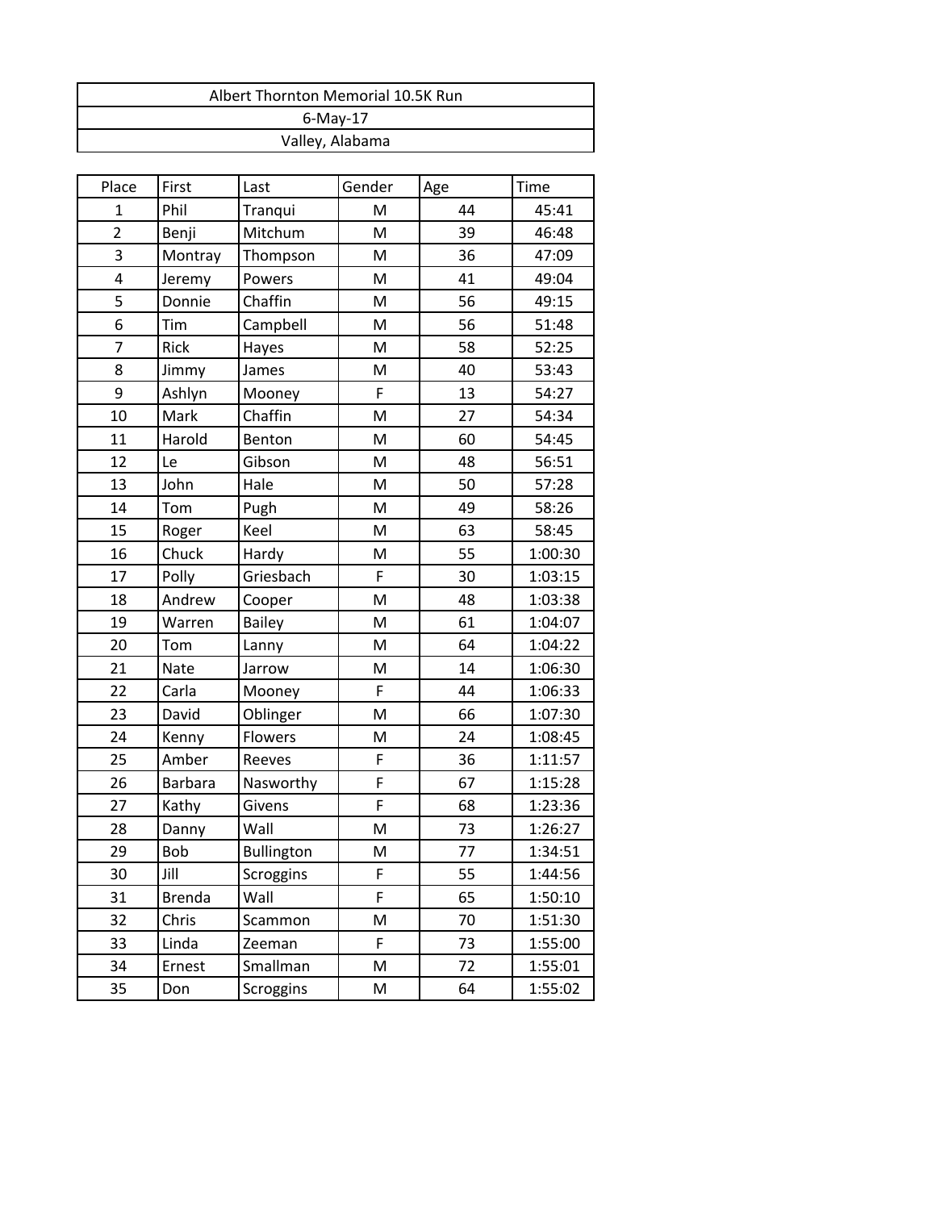| Albert Thornton Memorial 10.5K Run |
|---|
| 6-May-17 |
| Valley, Alabama |

| Place | First | Last | Gender | Age | Time |
|---|---|---|---|---|---|
| 1 | Phil | Tranqui | M | 44 | 45:41 |
| 2 | Benji | Mitchum | M | 39 | 46:48 |
| 3 | Montray | Thompson | M | 36 | 47:09 |
| 4 | Jeremy | Powers | M | 41 | 49:04 |
| 5 | Donnie | Chaffin | M | 56 | 49:15 |
| 6 | Tim | Campbell | M | 56 | 51:48 |
| 7 | Rick | Hayes | M | 58 | 52:25 |
| 8 | Jimmy | James | M | 40 | 53:43 |
| 9 | Ashlyn | Mooney | F | 13 | 54:27 |
| 10 | Mark | Chaffin | M | 27 | 54:34 |
| 11 | Harold | Benton | M | 60 | 54:45 |
| 12 | Le | Gibson | M | 48 | 56:51 |
| 13 | John | Hale | M | 50 | 57:28 |
| 14 | Tom | Pugh | M | 49 | 58:26 |
| 15 | Roger | Keel | M | 63 | 58:45 |
| 16 | Chuck | Hardy | M | 55 | 1:00:30 |
| 17 | Polly | Griesbach | F | 30 | 1:03:15 |
| 18 | Andrew | Cooper | M | 48 | 1:03:38 |
| 19 | Warren | Bailey | M | 61 | 1:04:07 |
| 20 | Tom | Lanny | M | 64 | 1:04:22 |
| 21 | Nate | Jarrow | M | 14 | 1:06:30 |
| 22 | Carla | Mooney | F | 44 | 1:06:33 |
| 23 | David | Oblinger | M | 66 | 1:07:30 |
| 24 | Kenny | Flowers | M | 24 | 1:08:45 |
| 25 | Amber | Reeves | F | 36 | 1:11:57 |
| 26 | Barbara | Nasworthy | F | 67 | 1:15:28 |
| 27 | Kathy | Givens | F | 68 | 1:23:36 |
| 28 | Danny | Wall | M | 73 | 1:26:27 |
| 29 | Bob | Bullington | M | 77 | 1:34:51 |
| 30 | Jill | Scroggins | F | 55 | 1:44:56 |
| 31 | Brenda | Wall | F | 65 | 1:50:10 |
| 32 | Chris | Scammon | M | 70 | 1:51:30 |
| 33 | Linda | Zeeman | F | 73 | 1:55:00 |
| 34 | Ernest | Smallman | M | 72 | 1:55:01 |
| 35 | Don | Scroggins | M | 64 | 1:55:02 |